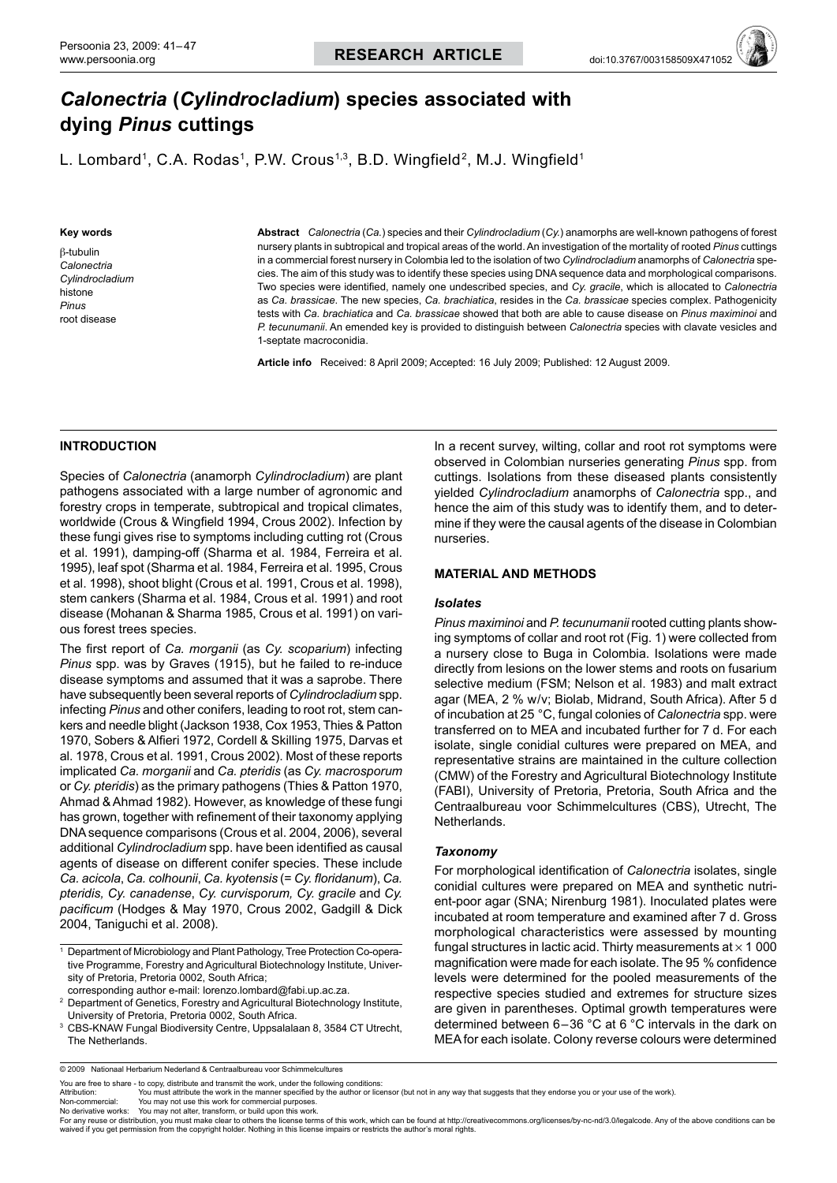# *Calonectria* (*Cylindrocladium*) species associated with dying *Pinus* cuttings

L. Lombard[1], C.A. Rodas[1], P.W. Crous[1,3], B.D. Wingfield[2], M.J. Wingfield[1]

**Key words**

β-tubulin
*Calonectria*
*Cylindrocladium*
histone
*Pinus*
root disease

**Abstract** *Calonectria* (*Ca.*) species and their *Cylindrocladium* (*Cy.*) anamorphs are well-known pathogens of forest nursery plants in subtropical and tropical areas of the world. An investigation of the mortality of rooted *Pinus* cuttings in a commercial forest nursery in Colombia led to the isolation of two *Cylindrocladium* anamorphs of *Calonectria* species. The aim of this study was to identify these species using DNA sequence data and morphological comparisons. Two species were identified, namely one undescribed species, and *Cy. gracile*, which is allocated to *Calonectria* as *Ca. brassicae*. The new species, *Ca. brachiatica*, resides in the *Ca. brassicae* species complex. Pathogenicity tests with *Ca. brachiatica* and *Ca. brassicae* showed that both are able to cause disease on *Pinus maximinoi* and *P. tecunumanii*. An emended key is provided to distinguish between *Calonectria* species with clavate vesicles and 1-septate macroconidia.

**Article info** Received: 8 April 2009; Accepted: 16 July 2009; Published: 12 August 2009.

## INTRODUCTION

Species of *Calonectria* (anamorph *Cylindrocladium*) are plant pathogens associated with a large number of agronomic and forestry crops in temperate, subtropical and tropical climates, worldwide (Crous & Wingfield 1994, Crous 2002). Infection by these fungi gives rise to symptoms including cutting rot (Crous et al. 1991), damping-off (Sharma et al. 1984, Ferreira et al. 1995), leaf spot (Sharma et al. 1984, Ferreira et al. 1995, Crous et al. 1998), shoot blight (Crous et al. 1991, Crous et al. 1998), stem cankers (Sharma et al. 1984, Crous et al. 1991) and root disease (Mohanan & Sharma 1985, Crous et al. 1991) on various forest trees species.

The first report of *Ca. morganii* (as *Cy. scoparium*) infecting *Pinus* spp. was by Graves (1915), but he failed to re-induce disease symptoms and assumed that it was a saprobe. There have subsequently been several reports of *Cylindrocladium* spp. infecting *Pinus* and other conifers, leading to root rot, stem cankers and needle blight (Jackson 1938, Cox 1953, Thies & Patton 1970, Sobers & Alfieri 1972, Cordell & Skilling 1975, Darvas et al. 1978, Crous et al. 1991, Crous 2002). Most of these reports implicated *Ca. morganii* and *Ca. pteridis* (as *Cy. macrosporum* or *Cy. pteridis*) as the primary pathogens (Thies & Patton 1970, Ahmad & Ahmad 1982). However, as knowledge of these fungi has grown, together with refinement of their taxonomy applying DNA sequence comparisons (Crous et al. 2004, 2006), several additional *Cylindrocladium* spp. have been identified as causal agents of disease on different conifer species. These include *Ca. acicola*, *Ca. colhounii*, *Ca. kyotensis* (= *Cy. floridanum*), *Ca. pteridis, Cy. canadense*, *Cy. curvisporum, Cy. gracile* and *Cy. pacificum* (Hodges & May 1970, Crous 2002, Gadgill & Dick 2004, Taniguchi et al. 2008).

In a recent survey, wilting, collar and root rot symptoms were observed in Colombian nurseries generating *Pinus* spp. from cuttings. Isolations from these diseased plants consistently yielded *Cylindrocladium* anamorphs of *Calonectria* spp., and hence the aim of this study was to identify them, and to determine if they were the causal agents of the disease in Colombian nurseries.

## MATERIAL AND METHODS

### *Isolates*

*Pinus maximinoi* and *P. tecunumanii* rooted cutting plants showing symptoms of collar and root rot (Fig. 1) were collected from a nursery close to Buga in Colombia. Isolations were made directly from lesions on the lower stems and roots on fusarium selective medium (FSM; Nelson et al. 1983) and malt extract agar (MEA, 2 % w/v; Biolab, Midrand, South Africa). After 5 d of incubation at 25 °C, fungal colonies of *Calonectria* spp. were transferred on to MEA and incubated further for 7 d. For each isolate, single conidial cultures were prepared on MEA, and representative strains are maintained in the culture collection (CMW) of the Forestry and Agricultural Biotechnology Institute (FABI), University of Pretoria, Pretoria, South Africa and the Centraalbureau voor Schimmelcultures (CBS), Utrecht, The Netherlands.

### *Taxonomy*

For morphological identification of *Calonectria* isolates, single conidial cultures were prepared on MEA and synthetic nutrient-poor agar (SNA; Nirenburg 1981). Inoculated plates were incubated at room temperature and examined after 7 d. Gross morphological characteristics were assessed by mounting fungal structures in lactic acid. Thirty measurements at × 1 000 magnification were made for each isolate. The 95 % confidence levels were determined for the pooled measurements of the respective species studied and extremes for structure sizes are given in parentheses. Optimal growth temperatures were determined between 6–36 °C at 6 °C intervals in the dark on MEA for each isolate. Colony reverse colours were determined

[1] Department of Microbiology and Plant Pathology, Tree Protection Co-operative Programme, Forestry and Agricultural Biotechnology Institute, University of Pretoria, Pretoria 0002, South Africa;
corresponding author e-mail: lorenzo.lombard@fabi.up.ac.za.
[2] Department of Genetics, Forestry and Agricultural Biotechnology Institute, University of Pretoria, Pretoria 0002, South Africa.
[3] CBS-KNAW Fungal Biodiversity Centre, Uppsalalaan 8, 3584 CT Utrecht, The Netherlands.

© 2009 Nationaal Herbarium Nederland & Centraalbureau voor Schimmelcultures

You are free to share - to copy, distribute and transmit the work, under the following conditions:
Attribution: You must attribute the work in the manner specified by the author or licensor (but not in any way that suggests that they endorse you or your use of the work).
Non-commercial: You may not use this work for commercial purposes.
No derivative works: You may not alter, transform, or build upon this work.
For any reuse or distribution, you must make clear to others the license terms of this work, which can be found at http://creativecommons.org/licenses/by-nc-nd/3.0/legalcode. Any of the above conditions can be waived if you get permission from the copyright holder. Nothing in this license impairs or restricts the author's moral rights.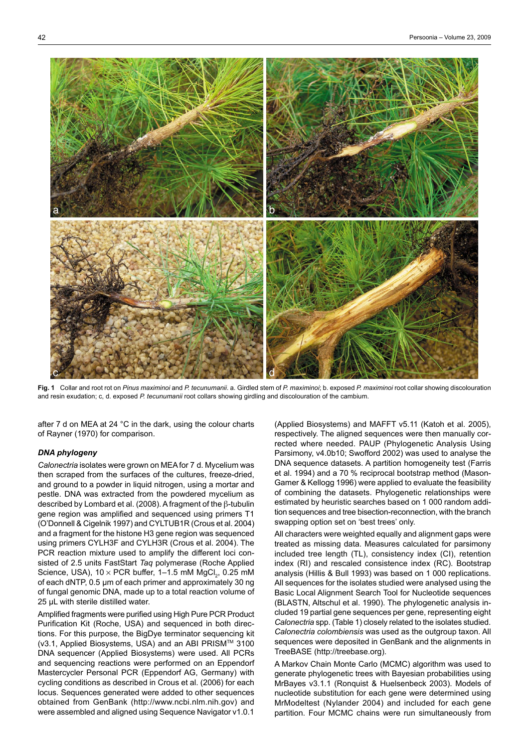**Fig. 1** Collar and root rot on *Pinus maximinoi* and *P. tecunumanii*. a. Girdled stem of *P. maximinoi*; b. exposed *P. maximinoi* root collar showing discolouration and resin exudation; c, d. exposed *P. tecunumanii* root collars showing girdling and discolouration of the cambium.

after 7 d on MEA at 24 °C in the dark, using the colour charts of Rayner (1970) for comparison.

### *DNA phylogeny*

*Calonectria* isolates were grown on MEA for 7 d. Mycelium was then scraped from the surfaces of the cultures, freeze-dried, and ground to a powder in liquid nitrogen, using a mortar and pestle. DNA was extracted from the powdered mycelium as described by Lombard et al. (2008). A fragment of the β-tubulin gene region was amplified and sequenced using primers T1 (O'Donnell & Cigelnik 1997) and CYLTUB1R (Crous et al. 2004) and a fragment for the histone H3 gene region was sequenced using primers CYLH3F and CYLH3R (Crous et al. 2004). The PCR reaction mixture used to amplify the different loci consisted of 2.5 units FastStart *Taq* polymerase (Roche Applied Science, USA), 10 × PCR buffer, 1–1.5 mM $MgCl_2$, 0.25 mM of each dNTP, 0.5 µm of each primer and approximately 30 ng of fungal genomic DNA, made up to a total reaction volume of 25 µL with sterile distilled water.

Amplified fragments were purified using High Pure PCR Product Purification Kit (Roche, USA) and sequenced in both directions. For this purpose, the BigDye terminator sequencing kit (v3.1, Applied Biosystems, USA) and an ABI PRISM™ 3100 DNA sequencer (Applied Biosystems) were used. All PCRs and sequencing reactions were performed on an Eppendorf Mastercycler Personal PCR (Eppendorf AG, Germany) with cycling conditions as described in Crous et al. (2006) for each locus. Sequences generated were added to other sequences obtained from GenBank (http://www.ncbi.nlm.nih.gov) and were assembled and aligned using Sequence Navigator v1.0.1 (Applied Biosystems) and MAFFT v5.11 (Katoh et al. 2005), respectively. The aligned sequences were then manually corrected where needed. PAUP (Phylogenetic Analysis Using Parsimony, v4.0b10; Swofford 2002) was used to analyse the DNA sequence datasets. A partition homogeneity test (Farris et al. 1994) and a 70 % reciprocal bootstrap method (Mason-Gamer & Kellogg 1996) were applied to evaluate the feasibility of combining the datasets. Phylogenetic relationships were estimated by heuristic searches based on 1 000 random addition sequences and tree bisection-reconnection, with the branch swapping option set on 'best trees' only.

All characters were weighted equally and alignment gaps were treated as missing data. Measures calculated for parsimony included tree length (TL), consistency index (CI), retention index (RI) and rescaled consistence index (RC). Bootstrap analysis (Hillis & Bull 1993) was based on 1 000 replications. All sequences for the isolates studied were analysed using the Basic Local Alignment Search Tool for Nucleotide sequences (BLASTN, Altschul et al. 1990). The phylogenetic analysis included 19 partial gene sequences per gene, representing eight *Calonectria* spp. (Table 1) closely related to the isolates studied. *Calonectria colombiensis* was used as the outgroup taxon. All sequences were deposited in GenBank and the alignments in TreeBASE (http://treebase.org).

A Markov Chain Monte Carlo (MCMC) algorithm was used to generate phylogenetic trees with Bayesian probabilities using MrBayes v3.1.1 (Ronquist & Huelsenbeck 2003). Models of nucleotide substitution for each gene were determined using MrModeltest (Nylander 2004) and included for each gene partition. Four MCMC chains were run simultaneously from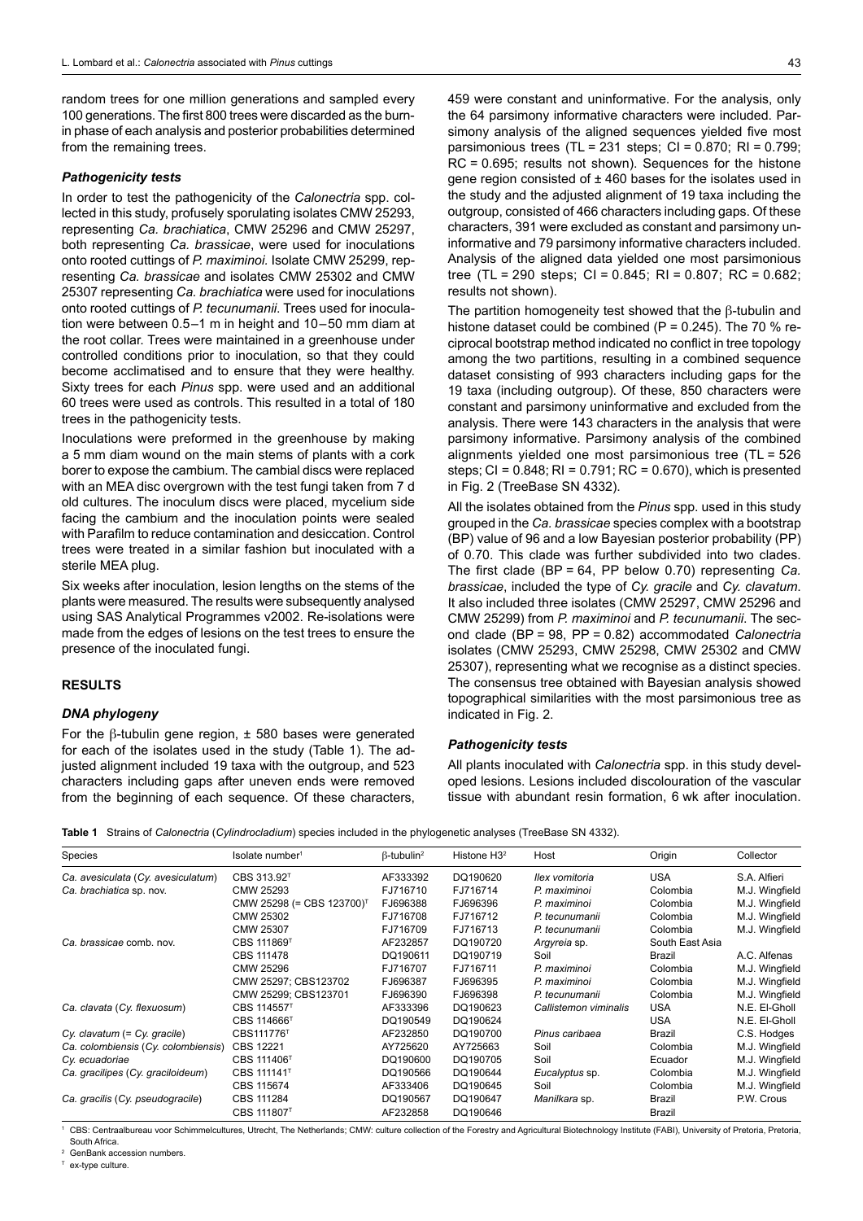random trees for one million generations and sampled every 100 generations. The first 800 trees were discarded as the burn-in phase of each analysis and posterior probabilities determined from the remaining trees.

### *Pathogenicity tests*

In order to test the pathogenicity of the *Calonectria* spp. collected in this study, profusely sporulating isolates CMW 25293, representing *Ca. brachiatica*, CMW 25296 and CMW 25297, both representing *Ca. brassicae*, were used for inoculations onto rooted cuttings of *P. maximinoi*. Isolate CMW 25299, representing *Ca. brassicae* and isolates CMW 25302 and CMW 25307 representing *Ca. brachiatica* were used for inoculations onto rooted cuttings of *P. tecunumanii*. Trees used for inoculation were between 0.5–1 m in height and 10–50 mm diam at the root collar. Trees were maintained in a greenhouse under controlled conditions prior to inoculation, so that they could become acclimatised and to ensure that they were healthy. Sixty trees for each *Pinus* spp. were used and an additional 60 trees were used as controls. This resulted in a total of 180 trees in the pathogenicity tests.

Inoculations were preformed in the greenhouse by making a 5 mm diam wound on the main stems of plants with a cork borer to expose the cambium. The cambial discs were replaced with an MEA disc overgrown with the test fungi taken from 7 d old cultures. The inoculum discs were placed, mycelium side facing the cambium and the inoculation points were sealed with Parafilm to reduce contamination and desiccation. Control trees were treated in a similar fashion but inoculated with a sterile MEA plug.

Six weeks after inoculation, lesion lengths on the stems of the plants were measured. The results were subsequently analysed using SAS Analytical Programmes v2002. Re-isolations were made from the edges of lesions on the test trees to ensure the presence of the inoculated fungi.

## RESULTS

### *DNA phylogeny*

For the β-tubulin gene region, ± 580 bases were generated for each of the isolates used in the study (Table 1). The adjusted alignment included 19 taxa with the outgroup, and 523 characters including gaps after uneven ends were removed from the beginning of each sequence. Of these characters, 459 were constant and uninformative. For the analysis, only the 64 parsimony informative characters were included. Parsimony analysis of the aligned sequences yielded five most parsimonious trees (TL = 231 steps; CI = 0.870; RI = 0.799; RC = 0.695; results not shown). Sequences for the histone gene region consisted of ± 460 bases for the isolates used in the study and the adjusted alignment of 19 taxa including the outgroup, consisted of 466 characters including gaps. Of these characters, 391 were excluded as constant and parsimony uninformative and 79 parsimony informative characters included. Analysis of the aligned data yielded one most parsimonious tree (TL = 290 steps; CI = 0.845; RI = 0.807; RC = 0.682; results not shown).

The partition homogeneity test showed that the β-tubulin and histone dataset could be combined (P = 0.245). The 70 % reciprocal bootstrap method indicated no conflict in tree topology among the two partitions, resulting in a combined sequence dataset consisting of 993 characters including gaps for the 19 taxa (including outgroup). Of these, 850 characters were constant and parsimony uninformative and excluded from the analysis. There were 143 characters in the analysis that were parsimony informative. Parsimony analysis of the combined alignments yielded one most parsimonious tree (TL = 526 steps; CI = 0.848; RI = 0.791; RC = 0.670), which is presented in Fig. 2 (TreeBase SN 4332).

All the isolates obtained from the *Pinus* spp. used in this study grouped in the *Ca. brassicae* species complex with a bootstrap (BP) value of 96 and a low Bayesian posterior probability (PP) of 0.70. This clade was further subdivided into two clades. The first clade (BP = 64, PP below 0.70) representing *Ca. brassicae*, included the type of *Cy. gracile* and *Cy. clavatum*. It also included three isolates (CMW 25297, CMW 25296 and CMW 25299) from *P. maximinoi* and *P. tecunumanii*. The second clade (BP = 98, PP = 0.82) accommodated *Calonectria* isolates (CMW 25293, CMW 25298, CMW 25302 and CMW 25307), representing what we recognise as a distinct species. The consensus tree obtained with Bayesian analysis showed topographical similarities with the most parsimonious tree as indicated in Fig. 2.

### *Pathogenicity tests*

All plants inoculated with *Calonectria* spp. in this study developed lesions. Lesions included discolouration of the vascular tissue with abundant resin formation, 6 wk after inoculation.

**Table 1** Strains of *Calonectria* (*Cylindrocladium*) species included in the phylogenetic analyses (TreeBase SN 4332).

| Species | Isolate number[1] | β-tubulin[2] | Histone H3[2] | Host | Origin | Collector |
|---|---|---|---|---|---|---|
| *Ca. avesiculata* (*Cy. avesiculatum*) | CBS 313.92[T] | AF333392 | DQ190620 | *Ilex vomitoria* | USA | S.A. Alfieri |
| *Ca. brachiatica* sp. nov. | CMW 25293 | FJ716710 | FJ716714 | *P. maximinoi* | Colombia | M.J. Wingfield |
| | CMW 25298 (= CBS 123700)[T] | FJ696388 | FJ696396 | *P. maximinoi* | Colombia | M.J. Wingfield |
| | CMW 25302 | FJ716708 | FJ716712 | *P. tecunumanii* | Colombia | M.J. Wingfield |
| | CMW 25307 | FJ716709 | FJ716713 | *P. tecunumanii* | Colombia | M.J. Wingfield |
| *Ca. brassicae* comb. nov. | CBS 111869[T] | AF232857 | DQ190720 | *Argyreia* sp. | South East Asia | |
| | CBS 111478 | DQ190611 | DQ190719 | Soil | Brazil | A.C. Alfenas |
| | CMW 25296 | FJ716707 | FJ716711 | *P. maximinoi* | Colombia | M.J. Wingfield |
| | CMW 25297; CBS123702 | FJ696387 | FJ696395 | *P. maximinoi* | Colombia | M.J. Wingfield |
| | CMW 25299; CBS123701 | FJ696390 | FJ696398 | *P. tecunumanii* | Colombia | M.J. Wingfield |
| *Ca. clavata* (*Cy. flexuosum*) | CBS 114557[T] | AF333396 | DQ190623 | *Callistemon viminalis* | USA | N.E. El-Gholl |
| | CBS 114666[T] | DQ190549 | DQ190624 | | USA | N.E. El-Gholl |
| *Cy. clavatum* (= *Cy. gracile*) | CBS111776[T] | AF232850 | DQ190700 | *Pinus caribaea* | Brazil | C.S. Hodges |
| *Ca. colombiensis* (*Cy. colombiensis*) | CBS 12221 | AY725620 | AY725663 | Soil | Colombia | M.J. Wingfield |
| *Cy. ecuadoriae* | CBS 111406[T] | DQ190600 | DQ190705 | Soil | Ecuador | M.J. Wingfield |
| *Ca. gracilipes* (*Cy. graciloideum*) | CBS 111141[T] | DQ190566 | DQ190644 | *Eucalyptus* sp. | Colombia | M.J. Wingfield |
| | CBS 115674 | AF333406 | DQ190645 | Soil | Colombia | M.J. Wingfield |
| *Ca. gracilis* (*Cy. pseudogracile*) | CBS 111284 | DQ190567 | DQ190647 | *Manilkara* sp. | Brazil | P.W. Crous |
| | CBS 111807[T] | AF232858 | DQ190646 | | Brazil | |

[1] CBS: Centraalbureau voor Schimmelcultures, Utrecht, The Netherlands; CMW: culture collection of the Forestry and Agricultural Biotechnology Institute (FABI), University of Pretoria, Pretoria, South Africa.
[2] GenBank accession numbers.
[T] ex-type culture.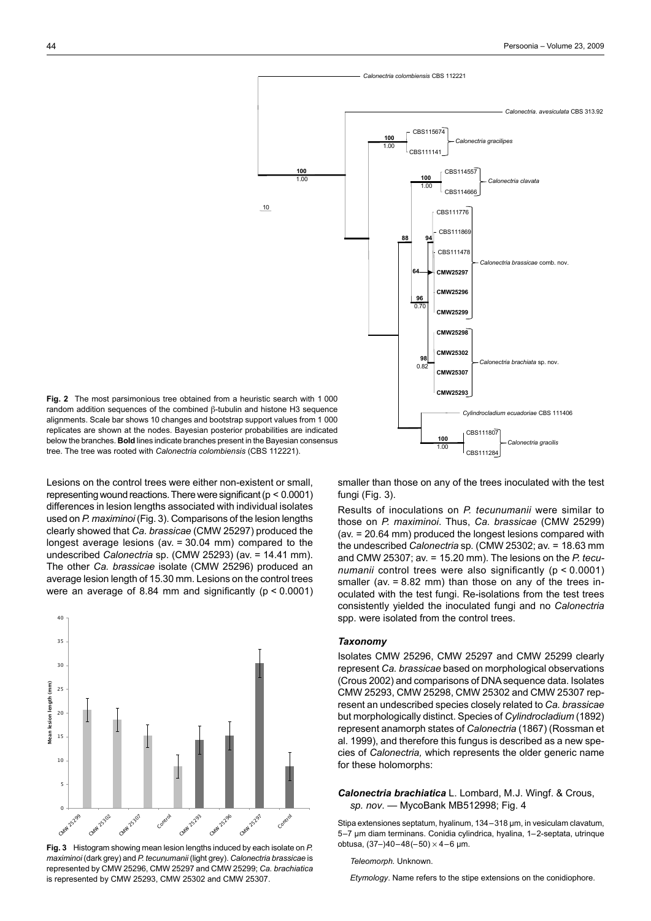**Fig. 2** The most parsimonious tree obtained from a heuristic search with 1 000 random addition sequences of the combined β-tubulin and histone H3 sequence alignments. Scale bar shows 10 changes and bootstrap support values from 1 000 replicates are shown at the nodes. Bayesian posterior probabilities are indicated below the branches. **Bold** lines indicate branches present in the Bayesian consensus tree. The tree was rooted with *Calonectria colombiensis* (CBS 112221).

Lesions on the control trees were either non-existent or small, representing wound reactions. There were significant ($p < 0.0001$) differences in lesion lengths associated with individual isolates used on *P. maximinoi* (Fig. 3). Comparisons of the lesion lengths clearly showed that *Ca. brassicae* (CMW 25297) produced the longest average lesions (av. = 30.04 mm) compared to the undescribed *Calonectria* sp. (CMW 25293) (av. = 14.41 mm). The other *Ca. brassicae* isolate (CMW 25296) produced an average lesion length of 15.30 mm. Lesions on the control trees were an average of 8.84 mm and significantly ($p < 0.0001$) smaller than those on any of the trees inoculated with the test fungi (Fig. 3).

**Fig. 3** Histogram showing mean lesion lengths induced by each isolate on *P. maximinoi* (dark grey) and *P. tecunumanii* (light grey). *Calonectria brassicae* is represented by CMW 25296, CMW 25297 and CMW 25299; *Ca. brachiatica* is represented by CMW 25293, CMW 25302 and CMW 25307.

Results of inoculations on *P. tecunumanii* were similar to those on *P. maximinoi*. Thus, *Ca. brassicae* (CMW 25299) (av. = 20.64 mm) produced the longest lesions compared with the undescribed *Calonectria* sp. (CMW 25302; av. = 18.63 mm and CMW 25307; av. = 15.20 mm). The lesions on the *P. tecunumanii* control trees were also significantly ($p < 0.0001$) smaller (av. = 8.82 mm) than those on any of the trees inoculated with the test fungi. Re-isolations from the test trees consistently yielded the inoculated fungi and no *Calonectria* spp. were isolated from the control trees.

### *Taxonomy*

Isolates CMW 25296, CMW 25297 and CMW 25299 clearly represent *Ca. brassicae* based on morphological observations (Crous 2002) and comparisons of DNA sequence data. Isolates CMW 25293, CMW 25298, CMW 25302 and CMW 25307 represent an undescribed species closely related to *Ca. brassicae* but morphologically distinct. Species of *Cylindrocladium* (1892) represent anamorph states of *Calonectria* (1867) (Rossman et al. 1999), and therefore this fungus is described as a new species of *Calonectria*, which represents the older generic name for these holomorphs:

***Calonectria brachiatica*** L. Lombard, M.J. Wingf. & Crous, *sp. nov*. — MycoBank MB512998; Fig. 4

Stipa extensiones septatum, hyalinum, 134–318 µm, in vesiculam clavatum, 5–7 µm diam terminans. Conidia cylindrica, hyalina, 1–2-septata, utrinque obtusa, (37–)40–48(–50) × 4–6 µm.

*Teleomorph*. Unknown.

*Etymology*. Name refers to the stipe extensions on the conidiophore.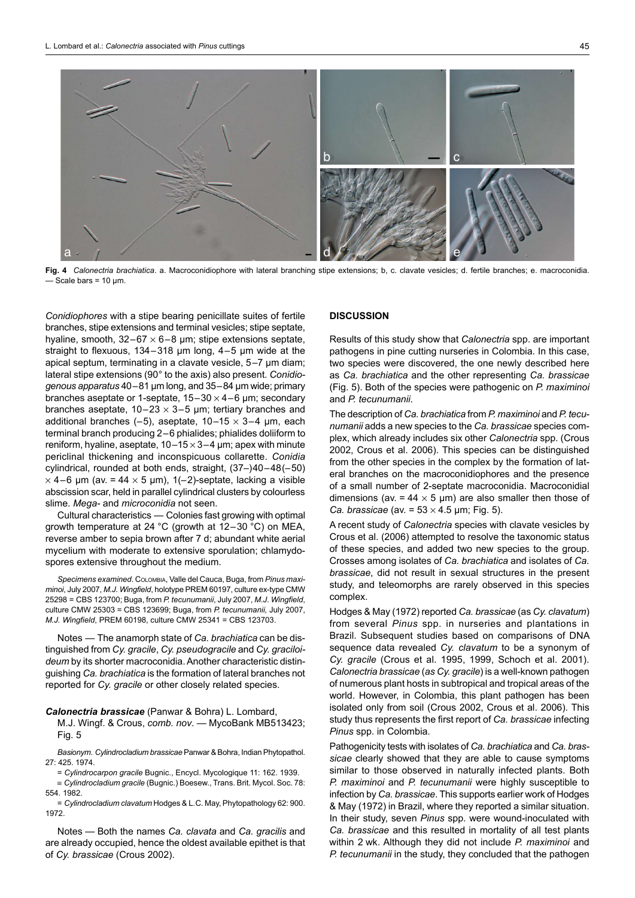**Fig. 4** *Calonectria brachiatica*. a. Macroconidiophore with lateral branching stipe extensions; b, c. clavate vesicles; d. fertile branches; e. macroconidia. — Scale bars = 10 µm.

*Conidiophores* with a stipe bearing penicillate suites of fertile branches, stipe extensions and terminal vesicles; stipe septate, hyaline, smooth, 32–67 × 6–8 µm; stipe extensions septate, straight to flexuous, 134–318 µm long, 4–5 µm wide at the apical septum, terminating in a clavate vesicle, 5–7 µm diam; lateral stipe extensions (90° to the axis) also present. *Conidiogenous apparatus* 40–81 µm long, and 35–84 µm wide; primary branches aseptate or 1-septate, 15–30 × 4–6 µm; secondary branches aseptate, 10–23 × 3–5 µm; tertiary branches and additional branches (–5), aseptate, 10–15 × 3–4 µm, each terminal branch producing 2–6 phialides; phialides doliiform to reniform, hyaline, aseptate, 10–15 × 3–4 µm; apex with minute periclinal thickening and inconspicuous collarette. *Conidia* cylindrical, rounded at both ends, straight, (37–)40–48(–50) × 4–6 µm (av. = 44 × 5 µm), 1(–2)-septate, lacking a visible abscission scar, held in parallel cylindrical clusters by colourless slime. *Mega-* and *microconidia* not seen.

Cultural characteristics — Colonies fast growing with optimal growth temperature at 24 °C (growth at 12–30 °C) on MEA, reverse amber to sepia brown after 7 d; abundant white aerial mycelium with moderate to extensive sporulation; chlamydospores extensive throughout the medium.

*Specimens examined*. Colombia, Valle del Cauca, Buga, from *Pinus maximinoi*, July 2007, *M.J. Wingfield*, holotype PREM 60197, culture ex-type CMW 25298 = CBS 123700; Buga, from *P. tecunumanii*, July 2007, *M.J. Wingfield*, culture CMW 25303 = CBS 123699; Buga, from *P. tecunumanii*, July 2007, *M.J. Wingfield*, PREM 60198, culture CMW 25341 = CBS 123703.

Notes — The anamorph state of *Ca. brachiatica* can be distinguished from *Cy. gracile*, *Cy. pseudogracile* and *Cy. graciloideum* by its shorter macroconidia. Another characteristic distinguishing *Ca. brachiatica* is the formation of lateral branches not reported for *Cy. gracile* or other closely related species.

***Calonectria brassicae*** (Panwar & Bohra) L. Lombard, M.J. Wingf. & Crous, *comb. nov*. — MycoBank MB513423; Fig. 5

*Basionym*. *Cylindrocladium brassicae* Panwar & Bohra, Indian Phytopathol. 27: 425. 1974.

= *Cylindrocarpon gracile* Bugnic., Encycl. Mycologique 11: 162. 1939.

≡ *Cylindrocladium gracile* (Bugnic.) Boesew., Trans. Brit. Mycol. Soc. 78: 554. 1982.

= *Cylindrocladium clavatum* Hodges & L.C. May, Phytopathology 62: 900. 1972.

Notes — Both the names *Ca. clavata* and *Ca. gracilis* and are already occupied, hence the oldest available epithet is that of *Cy. brassicae* (Crous 2002).

## DISCUSSION

Results of this study show that *Calonectria* spp. are important pathogens in pine cutting nurseries in Colombia. In this case, two species were discovered, the one newly described here as *Ca. brachiatica* and the other representing *Ca. brassicae* (Fig. 5). Both of the species were pathogenic on *P. maximinoi* and *P. tecunumanii*.

The description of *Ca. brachiatica* from *P. maximinoi* and *P. tecunumanii* adds a new species to the *Ca. brassicae* species complex, which already includes six other *Calonectria* spp. (Crous 2002, Crous et al. 2006). This species can be distinguished from the other species in the complex by the formation of lateral branches on the macroconidiophores and the presence of a small number of 2-septate macroconidia. Macroconidial dimensions (av. = 44 × 5 µm) are also smaller then those of *Ca. brassicae* (av. = 53 × 4.5 µm; Fig. 5).

A recent study of *Calonectria* species with clavate vesicles by Crous et al. (2006) attempted to resolve the taxonomic status of these species, and added two new species to the group. Crosses among isolates of *Ca. brachiatica* and isolates of *Ca. brassicae*, did not result in sexual structures in the present study, and teleomorphs are rarely observed in this species complex.

Hodges & May (1972) reported *Ca. brassicae* (as *Cy. clavatum*) from several *Pinus* spp. in nurseries and plantations in Brazil. Subsequent studies based on comparisons of DNA sequence data revealed *Cy. clavatum* to be a synonym of *Cy. gracile* (Crous et al. 1995, 1999, Schoch et al. 2001). *Calonectria brassicae* (*as Cy. gracile*) is a well-known pathogen of numerous plant hosts in subtropical and tropical areas of the world. However, in Colombia, this plant pathogen has been isolated only from soil (Crous 2002, Crous et al. 2006). This study thus represents the first report of *Ca. brassicae* infecting *Pinus* spp. in Colombia.

Pathogenicity tests with isolates of *Ca. brachiatica* and *Ca. brassicae* clearly showed that they are able to cause symptoms similar to those observed in naturally infected plants. Both *P. maximinoi* and *P. tecunumanii* were highly susceptible to infection by *Ca. brassicae*. This supports earlier work of Hodges & May (1972) in Brazil, where they reported a similar situation. In their study, seven *Pinus* spp. were wound-inoculated with *Ca. brassicae* and this resulted in mortality of all test plants within 2 wk. Although they did not include *P. maximinoi* and *P. tecunumanii* in the study, they concluded that the pathogen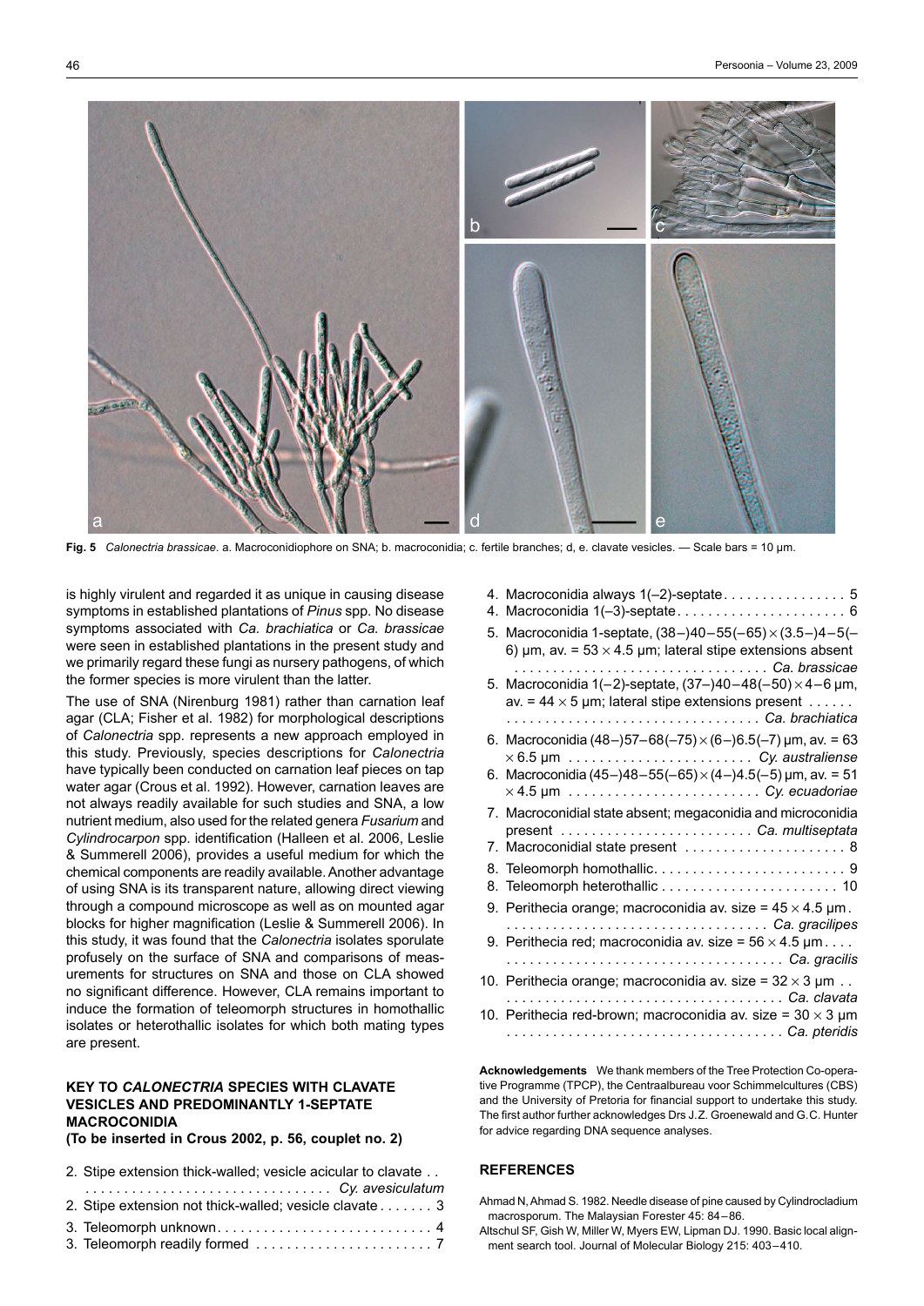**Fig. 5** *Calonectria brassicae*. a. Macroconidiophore on SNA; b. macroconidia; c. fertile branches; d, e. clavate vesicles. — Scale bars = 10 µm.

is highly virulent and regarded it as unique in causing disease symptoms in established plantations of *Pinus* spp. No disease symptoms associated with *Ca. brachiatica* or *Ca. brassicae* were seen in established plantations in the present study and we primarily regard these fungi as nursery pathogens, of which the former species is more virulent than the latter.

The use of SNA (Nirenburg 1981) rather than carnation leaf agar (CLA; Fisher et al. 1982) for morphological descriptions of *Calonectria* spp. represents a new approach employed in this study. Previously, species descriptions for *Calonectria* have typically been conducted on carnation leaf pieces on tap water agar (Crous et al. 1992). However, carnation leaves are not always readily available for such studies and SNA, a low nutrient medium, also used for the related genera *Fusarium* and *Cylindrocarpon* spp. identification (Halleen et al. 2006, Leslie & Summerell 2006), provides a useful medium for which the chemical components are readily available. Another advantage of using SNA is its transparent nature, allowing direct viewing through a compound microscope as well as on mounted agar blocks for higher magnification (Leslie & Summerell 2006). In this study, it was found that the *Calonectria* isolates sporulate profusely on the surface of SNA and comparisons of measurements for structures on SNA and those on CLA showed no significant difference. However, CLA remains important to induce the formation of teleomorph structures in homothallic isolates or heterothallic isolates for which both mating types are present.

## KEY TO *CALONECTRIA* SPECIES WITH CLAVATE VESICLES AND PREDOMINANTLY 1-SEPTATE MACROCONIDIA

**(To be inserted in Crous 2002, p. 56, couplet no. 2)**

2. Stipe extension thick-walled; vesicle acicular to clavate . . . . . . . . . . . . . . . . . . . . . . . . . . . . . . . . . . *Cy. avesiculatum*
2. Stipe extension not thick-walled; vesicle clavate . . . . . . . 3

3. Teleomorph unknown . . . . . . . . . . . . . . . . . . . . . . . . . . . . 4
3. Teleomorph readily formed . . . . . . . . . . . . . . . . . . . . . . . 7

4. Macroconidia always 1(–2)-septate . . . . . . . . . . . . . . . . 5
4. Macroconidia 1(–3)-septate . . . . . . . . . . . . . . . . . . . . . . 6

5. Macroconidia 1-septate, (38–)40–55(–65) × (3.5–)4–5(–6) µm, av. = 53 × 4.5 µm; lateral stipe extensions absent . . . . . . . . . . . . . . . . . . . . . . . . . . . . . . . . . *Ca. brassicae*
5. Macroconidia 1(–2)-septate, (37–)40–48(–50) × 4–6 µm, av. = 44 × 5 µm; lateral stipe extensions present . . . . . . . . . . . . . . . . . . . . . . . . . . . . . . . . . . . . . . . *Ca. brachiatica*

6. Macroconidia (48–)57–68(–75) × (6–)6.5(–7) µm, av. = 63 × 6.5 µm . . . . . . . . . . . . . . . . . . . . . . . . *Cy. australiense*
6. Macroconidia (45–)48–55(–65) × (4–)4.5(–5) µm, av. = 51 × 4.5 µm . . . . . . . . . . . . . . . . . . . . . . . . *Cy. ecuadoriae*

7. Macroconidial state absent; megaconidia and microconidia present . . . . . . . . . . . . . . . . . . . . . . . . . *Ca. multiseptata*
7. Macroconidial state present . . . . . . . . . . . . . . . . . . . . . 8

8. Teleomorph homothallic . . . . . . . . . . . . . . . . . . . . . . . . . 9
8. Teleomorph heterothallic . . . . . . . . . . . . . . . . . . . . . . . 10

9. Perithecia orange; macroconidia av. size = 45 × 4.5 µm . . . . . . . . . . . . . . . . . . . . . . . . . . . . . . . . . . . . *Ca. gracilipes*
9. Perithecia red; macroconidia av. size = 56 × 4.5 µm . . . . . . . . . . . . . . . . . . . . . . . . . . . . . . . . . . . . . . . *Ca. gracilis*

10. Perithecia orange; macroconidia av. size = 32 × 3 µm . . . . . . . . . . . . . . . . . . . . . . . . . . . . . . . . . . . . . . . *Ca. clavata*
10. Perithecia red-brown; macroconidia av. size = 30 × 3 µm . . . . . . . . . . . . . . . . . . . . . . . . . . . . . . . . . . . . . *Ca. pteridis*

**Acknowledgements** We thank members of the Tree Protection Co-operative Programme (TPCP), the Centraalbureau voor Schimmelcultures (CBS) and the University of Pretoria for financial support to undertake this study. The first author further acknowledges Drs J.Z. Groenewald and G.C. Hunter for advice regarding DNA sequence analyses.

## REFERENCES

Ahmad N, Ahmad S. 1982. Needle disease of pine caused by Cylindrocladium macrosporum. The Malaysian Forester 45: 84–86.

Altschul SF, Gish W, Miller W, Myers EW, Lipman DJ. 1990. Basic local alignment search tool. Journal of Molecular Biology 215: 403–410.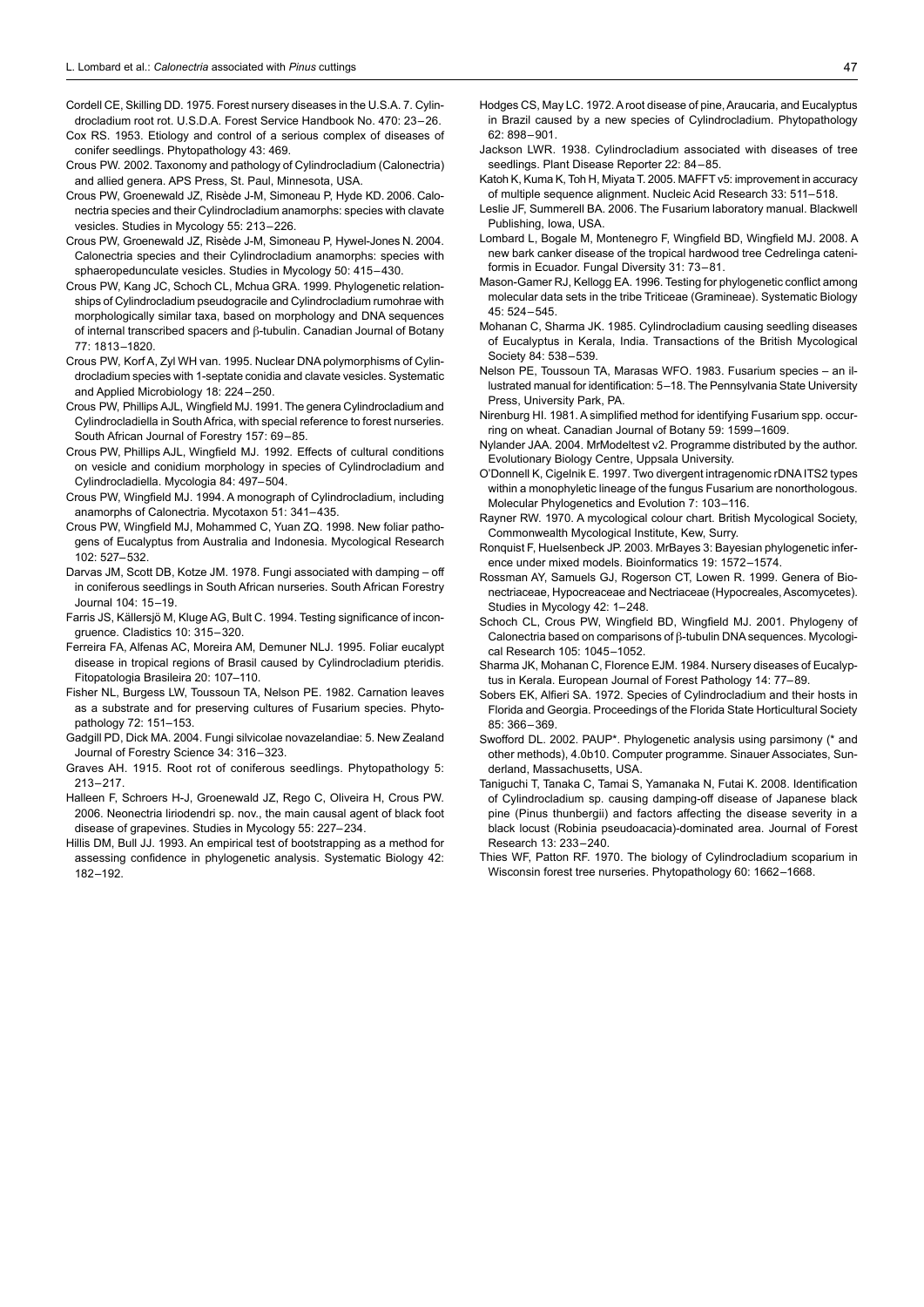Cordell CE, Skilling DD. 1975. Forest nursery diseases in the U.S.A. 7. Cylindrocladium root rot. U.S.D.A. Forest Service Handbook No. 470: 23–26.

Cox RS. 1953. Etiology and control of a serious complex of diseases of conifer seedlings. Phytopathology 43: 469.

Crous PW. 2002. Taxonomy and pathology of Cylindrocladium (Calonectria) and allied genera. APS Press, St. Paul, Minnesota, USA.

Crous PW, Groenewald JZ, Risède J-M, Simoneau P, Hyde KD. 2006. Calonectria species and their Cylindrocladium anamorphs: species with clavate vesicles. Studies in Mycology 55: 213–226.

Crous PW, Groenewald JZ, Risède J-M, Simoneau P, Hywel-Jones N. 2004. Calonectria species and their Cylindrocladium anamorphs: species with sphaeropedunculate vesicles. Studies in Mycology 50: 415–430.

Crous PW, Kang JC, Schoch CL, Mchua GRA. 1999. Phylogenetic relationships of Cylindrocladium pseudogracile and Cylindrocladium rumohrae with morphologically similar taxa, based on morphology and DNA sequences of internal transcribed spacers and β-tubulin. Canadian Journal of Botany 77: 1813–1820.

Crous PW, Korf A, Zyl WH van. 1995. Nuclear DNA polymorphisms of Cylindrocladium species with 1-septate conidia and clavate vesicles. Systematic and Applied Microbiology 18: 224–250.

Crous PW, Phillips AJL, Wingfield MJ. 1991. The genera Cylindrocladium and Cylindrocladiella in South Africa, with special reference to forest nurseries. South African Journal of Forestry 157: 69–85.

Crous PW, Phillips AJL, Wingfield MJ. 1992. Effects of cultural conditions on vesicle and conidium morphology in species of Cylindrocladium and Cylindrocladiella. Mycologia 84: 497–504.

Crous PW, Wingfield MJ. 1994. A monograph of Cylindrocladium, including anamorphs of Calonectria. Mycotaxon 51: 341–435.

Crous PW, Wingfield MJ, Mohammed C, Yuan ZQ. 1998. New foliar pathogens of Eucalyptus from Australia and Indonesia. Mycological Research 102: 527–532.

Darvas JM, Scott DB, Kotze JM. 1978. Fungi associated with damping – off in coniferous seedlings in South African nurseries. South African Forestry Journal 104: 15–19.

Farris JS, Källersjö M, Kluge AG, Bult C. 1994. Testing significance of incongruence. Cladistics 10: 315–320.

Ferreira FA, Alfenas AC, Moreira AM, Demuner NLJ. 1995. Foliar eucalypt disease in tropical regions of Brasil caused by Cylindrocladium pteridis. Fitopatologia Brasileira 20: 107–110.

Fisher NL, Burgess LW, Toussoun TA, Nelson PE. 1982. Carnation leaves as a substrate and for preserving cultures of Fusarium species. Phytopathology 72: 151–153.

Gadgill PD, Dick MA. 2004. Fungi silvicolae novazelandiae: 5. New Zealand Journal of Forestry Science 34: 316–323.

Graves AH. 1915. Root rot of coniferous seedlings. Phytopathology 5: 213–217.

Halleen F, Schroers H-J, Groenewald JZ, Rego C, Oliveira H, Crous PW. 2006. Neonectria liriodendri sp. nov., the main causal agent of black foot disease of grapevines. Studies in Mycology 55: 227–234.

Hillis DM, Bull JJ. 1993. An empirical test of bootstrapping as a method for assessing confidence in phylogenetic analysis. Systematic Biology 42: 182–192.

Hodges CS, May LC. 1972. A root disease of pine, Araucaria, and Eucalyptus in Brazil caused by a new species of Cylindrocladium. Phytopathology 62: 898–901.

Jackson LWR. 1938. Cylindrocladium associated with diseases of tree seedlings. Plant Disease Reporter 22: 84–85.

Katoh K, Kuma K, Toh H, Miyata T. 2005. MAFFT v5: improvement in accuracy of multiple sequence alignment. Nucleic Acid Research 33: 511–518.

Leslie JF, Summerell BA. 2006. The Fusarium laboratory manual. Blackwell Publishing, Iowa, USA.

Lombard L, Bogale M, Montenegro F, Wingfield BD, Wingfield MJ. 2008. A new bark canker disease of the tropical hardwood tree Cedrelinga cateniformis in Ecuador. Fungal Diversity 31: 73–81.

Mason-Gamer RJ, Kellogg EA. 1996. Testing for phylogenetic conflict among molecular data sets in the tribe Triticeae (Gramineae). Systematic Biology 45: 524–545.

Mohanan C, Sharma JK. 1985. Cylindrocladium causing seedling diseases of Eucalyptus in Kerala, India. Transactions of the British Mycological Society 84: 538–539.

Nelson PE, Toussoun TA, Marasas WFO. 1983. Fusarium species – an illustrated manual for identification: 5–18. The Pennsylvania State University Press, University Park, PA.

Nirenburg HI. 1981. A simplified method for identifying Fusarium spp. occurring on wheat. Canadian Journal of Botany 59: 1599–1609.

Nylander JAA. 2004. MrModeltest v2. Programme distributed by the author. Evolutionary Biology Centre, Uppsala University.

O'Donnell K, Cigelnik E. 1997. Two divergent intragenomic rDNA ITS2 types within a monophyletic lineage of the fungus Fusarium are nonorthologous. Molecular Phylogenetics and Evolution 7: 103–116.

Rayner RW. 1970. A mycological colour chart. British Mycological Society, Commonwealth Mycological Institute, Kew, Surry.

Ronquist F, Huelsenbeck JP. 2003. MrBayes 3: Bayesian phylogenetic inference under mixed models. Bioinformatics 19: 1572–1574.

Rossman AY, Samuels GJ, Rogerson CT, Lowen R. 1999. Genera of Bionectriaceae, Hypocreaceae and Nectriaceae (Hypocreales, Ascomycetes). Studies in Mycology 42: 1–248.

Schoch CL, Crous PW, Wingfield BD, Wingfield MJ. 2001. Phylogeny of Calonectria based on comparisons of β-tubulin DNA sequences. Mycological Research 105: 1045–1052.

Sharma JK, Mohanan C, Florence EJM. 1984. Nursery diseases of Eucalyptus in Kerala. European Journal of Forest Pathology 14: 77–89.

Sobers EK, Alfieri SA. 1972. Species of Cylindrocladium and their hosts in Florida and Georgia. Proceedings of the Florida State Horticultural Society 85: 366–369.

Swofford DL. 2002. PAUP*. Phylogenetic analysis using parsimony (* and other methods), 4.0b10. Computer programme. Sinauer Associates, Sunderland, Massachusetts, USA.

Taniguchi T, Tanaka C, Tamai S, Yamanaka N, Futai K. 2008. Identification of Cylindrocladium sp. causing damping-off disease of Japanese black pine (Pinus thunbergii) and factors affecting the disease severity in a black locust (Robinia pseudoacacia)-dominated area. Journal of Forest Research 13: 233–240.

Thies WF, Patton RF. 1970. The biology of Cylindrocladium scoparium in Wisconsin forest tree nurseries. Phytopathology 60: 1662–1668.